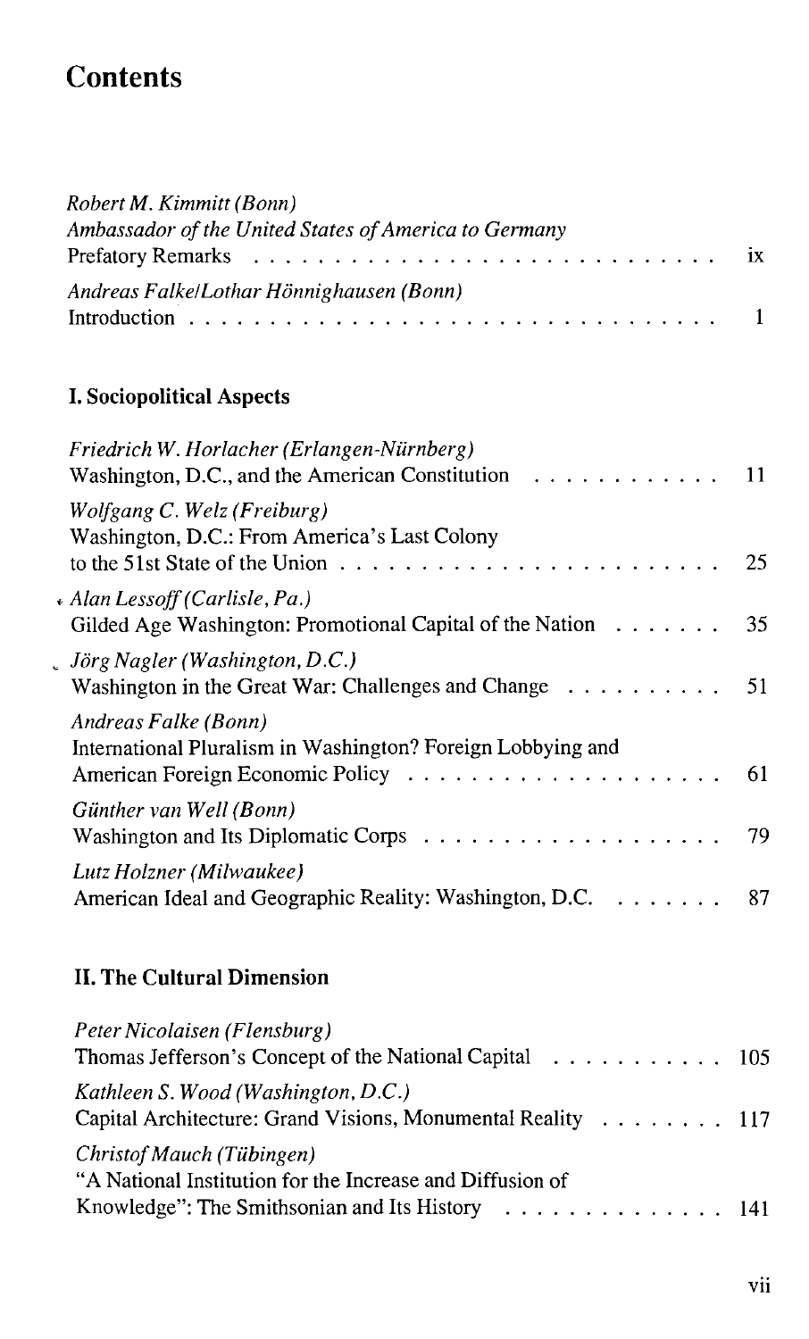# Contents

*Robert M. Kimmitt (Bonn)*
*Ambassador of the United States of America to Germany*
Prefatory Remarks . . . . . . . . . . . . . . . . . . . . . . . . . . . . ix

*Andreas Falke/Lothar Hönnighausen (Bonn)*
Introduction . . . . . . . . . . . . . . . . . . . . . . . . . . . . . . . 1

## I. Sociopolitical Aspects

*Friedrich W. Horlacher (Erlangen-Nürnberg)*
Washington, D.C., and the American Constitution . . . . . . . . . . . . 11

*Wolfgang C. Welz (Freiburg)*
Washington, D.C.: From America's Last Colony
to the 51st State of the Union . . . . . . . . . . . . . . . . . . . . . . 25

*Alan Lessoff (Carlisle, Pa.)*
Gilded Age Washington: Promotional Capital of the Nation . . . . . . . 35

*Jörg Nagler (Washington, D.C.)*
Washington in the Great War: Challenges and Change . . . . . . . . . . 51

*Andreas Falke (Bonn)*
International Pluralism in Washington? Foreign Lobbying and
American Foreign Economic Policy . . . . . . . . . . . . . . . . . . . . 61

*Günther van Well (Bonn)*
Washington and Its Diplomatic Corps . . . . . . . . . . . . . . . . . . 79

*Lutz Holzner (Milwaukee)*
American Ideal and Geographic Reality: Washington, D.C. . . . . . . . 87

## II. The Cultural Dimension

*Peter Nicolaisen (Flensburg)*
Thomas Jefferson's Concept of the National Capital . . . . . . . . . . . 105

*Kathleen S. Wood (Washington, D.C.)*
Capital Architecture: Grand Visions, Monumental Reality . . . . . . . . 117

*Christof Mauch (Tübingen)*
"A National Institution for the Increase and Diffusion of
Knowledge": The Smithsonian and Its History . . . . . . . . . . . . . . 141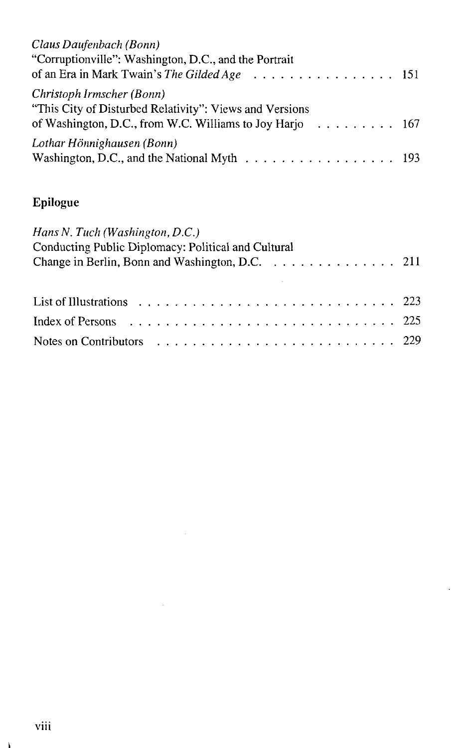*Claus Daufenbach (Bonn)*
"Corruptionville": Washington, D.C., and the Portrait of an Era in Mark Twain's *The Gilded Age* . . . . . . . . . . . . . . . . 151

*Christoph Irmscher (Bonn)*
"This City of Disturbed Relativity": Views and Versions of Washington, D.C., from W.C. Williams to Joy Harjo . . . . . . . . . 167

*Lothar Hönnighausen (Bonn)*
Washington, D.C., and the National Myth . . . . . . . . . . . . . . . . . 193

## Epilogue

*Hans N. Tuch (Washington, D.C.)*
Conducting Public Diplomacy: Political and Cultural Change in Berlin, Bonn and Washington, D.C. . . . . . . . . . . . . . . 211

List of Illustrations . . . . . . . . . . . . . . . . . . . . . . . . . . . . . 223

Index of Persons . . . . . . . . . . . . . . . . . . . . . . . . . . . . . . . 225

Notes on Contributors . . . . . . . . . . . . . . . . . . . . . . . . . . . 229